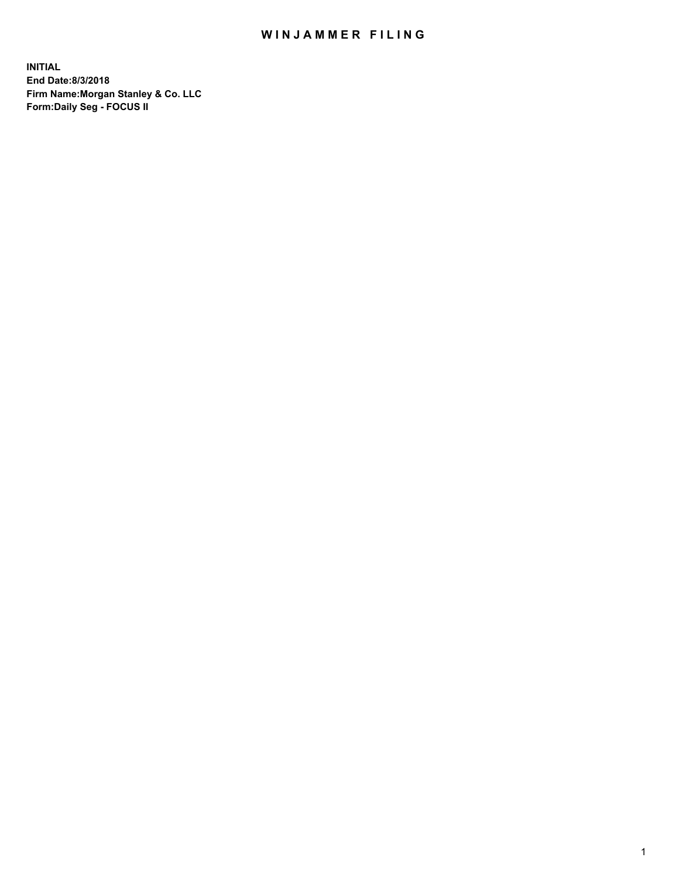# WINJAMMER FILING

**INITIAL**
**End Date:8/3/2018**
**Firm Name:Morgan Stanley & Co. LLC**
**Form:Daily Seg - FOCUS II**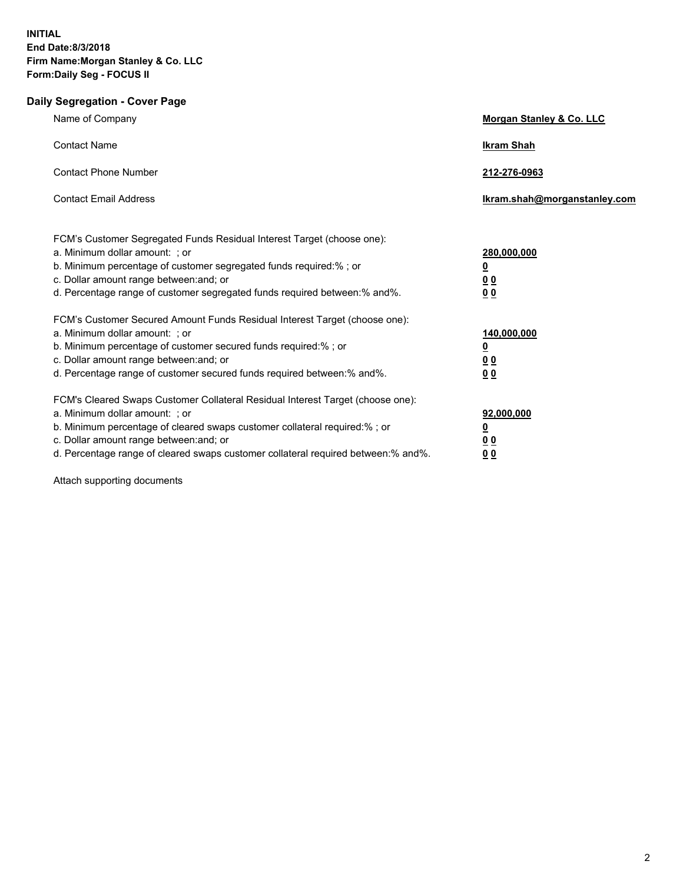**INITIAL**
**End Date:8/3/2018**
**Firm Name:Morgan Stanley & Co. LLC**
**Form:Daily Seg - FOCUS II**

## Daily Segregation - Cover Page

| | |
|---|---|
| Name of Company | **Morgan Stanley & Co. LLC** |
| Contact Name | **Ikram Shah** |
| Contact Phone Number | **212-276-0963** |
| Contact Email Address | **Ikram.shah@morganstanley.com** |

| | |
|---|---|
| FCM's Customer Segregated Funds Residual Interest Target (choose one): | |
| a. Minimum dollar amount: ; or | **280,000,000** |
| b. Minimum percentage of customer segregated funds required:% ; or | **0** |
| c. Dollar amount range between:and; or | **0 0** |
| d. Percentage range of customer segregated funds required between:% and%. | **0 0** |
| FCM's Customer Secured Amount Funds Residual Interest Target (choose one): | |
| a. Minimum dollar amount: ; or | **140,000,000** |
| b. Minimum percentage of customer secured funds required:% ; or | **0** |
| c. Dollar amount range between:and; or | **0 0** |
| d. Percentage range of customer secured funds required between:% and%. | **0 0** |
| FCM's Cleared Swaps Customer Collateral Residual Interest Target (choose one): | |
| a. Minimum dollar amount: ; or | **92,000,000** |
| b. Minimum percentage of cleared swaps customer collateral required:% ; or | **0** |
| c. Dollar amount range between:and; or | **0 0** |
| d. Percentage range of cleared swaps customer collateral required between:% and%. | **0 0** |

Attach supporting documents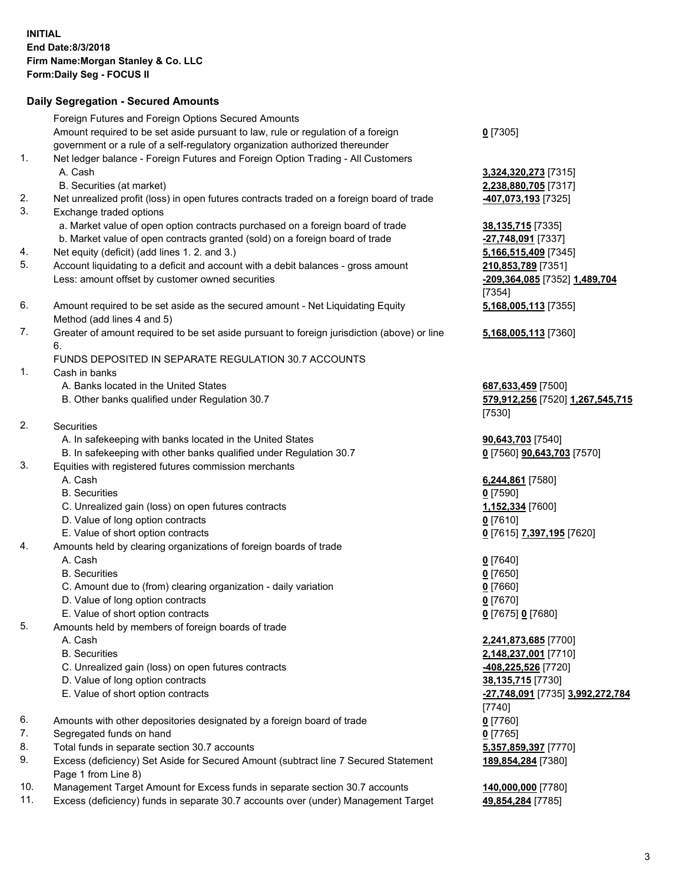**INITIAL**
**End Date:8/3/2018**
**Firm Name:Morgan Stanley & Co. LLC**
**Form:Daily Seg - FOCUS II**

## Daily Segregation - Secured Amounts

| | | |
|---|---|---|
| | Foreign Futures and Foreign Options Secured Amounts | |
| | Amount required to be set aside pursuant to law, rule or regulation of a foreign government or a rule of a self-regulatory organization authorized thereunder | **0** [7305] |
| 1. | Net ledger balance - Foreign Futures and Foreign Option Trading - All Customers | |
| | A. Cash | **3,324,320,273** [7315] |
| | B. Securities (at market) | **2,238,880,705** [7317] |
| 2. | Net unrealized profit (loss) in open futures contracts traded on a foreign board of trade | **-407,073,193** [7325] |
| 3. | Exchange traded options | |
| | a. Market value of open option contracts purchased on a foreign board of trade | **38,135,715** [7335] |
| | b. Market value of open contracts granted (sold) on a foreign board of trade | **-27,748,091** [7337] |
| 4. | Net equity (deficit) (add lines 1. 2. and 3.) | **5,166,515,409** [7345] |
| 5. | Account liquidating to a deficit and account with a debit balances - gross amount | **210,853,789** [7351] |
| | Less: amount offset by customer owned securities | **-209,364,085** [7352] **1,489,704** [7354] |
| 6. | Amount required to be set aside as the secured amount - Net Liquidating Equity Method (add lines 4 and 5) | **5,168,005,113** [7355] |
| 7. | Greater of amount required to be set aside pursuant to foreign jurisdiction (above) or line 6. | **5,168,005,113** [7360] |
| | FUNDS DEPOSITED IN SEPARATE REGULATION 30.7 ACCOUNTS | |
| 1. | Cash in banks | |
| | A. Banks located in the United States | **687,633,459** [7500] |
| | B. Other banks qualified under Regulation 30.7 | **579,912,256** [7520] **1,267,545,715** [7530] |
| 2. | Securities | |
| | A. In safekeeping with banks located in the United States | **90,643,703** [7540] |
| | B. In safekeeping with other banks qualified under Regulation 30.7 | **0** [7560] **90,643,703** [7570] |
| 3. | Equities with registered futures commission merchants | |
| | A. Cash | **6,244,861** [7580] |
| | B. Securities | **0** [7590] |
| | C. Unrealized gain (loss) on open futures contracts | **1,152,334** [7600] |
| | D. Value of long option contracts | **0** [7610] |
| | E. Value of short option contracts | **0** [7615] **7,397,195** [7620] |
| 4. | Amounts held by clearing organizations of foreign boards of trade | |
| | A. Cash | **0** [7640] |
| | B. Securities | **0** [7650] |
| | C. Amount due to (from) clearing organization - daily variation | **0** [7660] |
| | D. Value of long option contracts | **0** [7670] |
| | E. Value of short option contracts | **0** [7675] **0** [7680] |
| 5. | Amounts held by members of foreign boards of trade | |
| | A. Cash | **2,241,873,685** [7700] |
| | B. Securities | **2,148,237,001** [7710] |
| | C. Unrealized gain (loss) on open futures contracts | **-408,225,526** [7720] |
| | D. Value of long option contracts | **38,135,715** [7730] |
| | E. Value of short option contracts | **-27,748,091** [7735] **3,992,272,784** [7740] |
| 6. | Amounts with other depositories designated by a foreign board of trade | **0** [7760] |
| 7. | Segregated funds on hand | **0** [7765] |
| 8. | Total funds in separate section 30.7 accounts | **5,357,859,397** [7770] |
| 9. | Excess (deficiency) Set Aside for Secured Amount (subtract line 7 Secured Statement Page 1 from Line 8) | **189,854,284** [7380] |
| 10. | Management Target Amount for Excess funds in separate section 30.7 accounts | **140,000,000** [7780] |
| 11. | Excess (deficiency) funds in separate 30.7 accounts over (under) Management Target | **49,854,284** [7785] |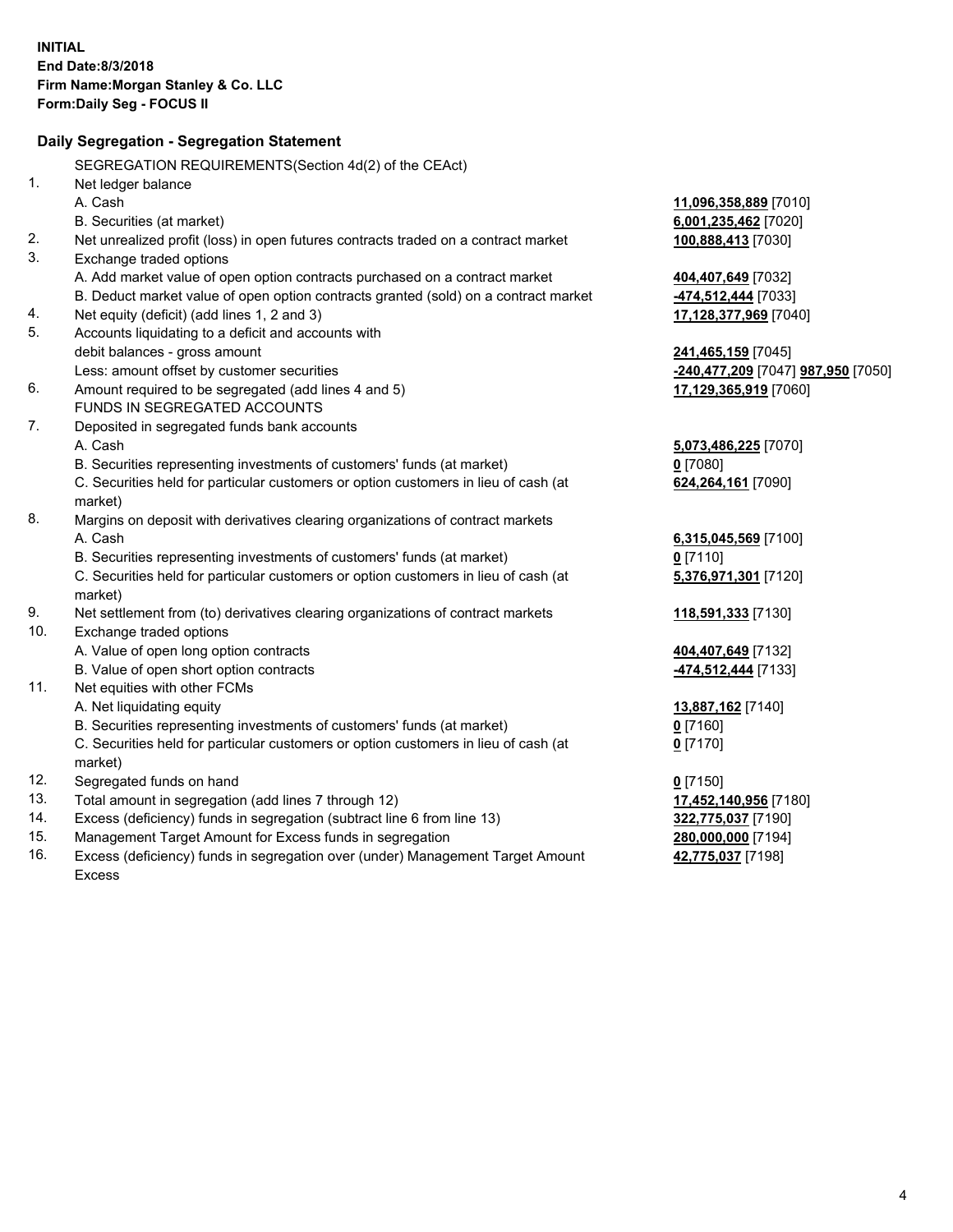**INITIAL**
**End Date:8/3/2018**
**Firm Name:Morgan Stanley & Co. LLC**
**Form:Daily Seg - FOCUS II**

## Daily Segregation - Segregation Statement

SEGREGATION REQUIREMENTS(Section 4d(2) of the CEAct)

| | | |
|---|---|---|
| 1. | Net ledger balance | |
| | A. Cash | **11,096,358,889** [7010] |
| | B. Securities (at market) | **6,001,235,462** [7020] |
| 2. | Net unrealized profit (loss) in open futures contracts traded on a contract market | **100,888,413** [7030] |
| 3. | Exchange traded options | |
| | A. Add market value of open option contracts purchased on a contract market | **404,407,649** [7032] |
| | B. Deduct market value of open option contracts granted (sold) on a contract market | **-474,512,444** [7033] |
| 4. | Net equity (deficit) (add lines 1, 2 and 3) | **17,128,377,969** [7040] |
| 5. | Accounts liquidating to a deficit and accounts with | |
| | debit balances - gross amount | **241,465,159** [7045] |
| | Less: amount offset by customer securities | **-240,477,209** [7047] **987,950** [7050] |
| 6. | Amount required to be segregated (add lines 4 and 5) | **17,129,365,919** [7060] |
| | FUNDS IN SEGREGATED ACCOUNTS | |
| 7. | Deposited in segregated funds bank accounts | |
| | A. Cash | **5,073,486,225** [7070] |
| | B. Securities representing investments of customers' funds (at market) | **0** [7080] |
| | C. Securities held for particular customers or option customers in lieu of cash (at market) | **624,264,161** [7090] |
| 8. | Margins on deposit with derivatives clearing organizations of contract markets | |
| | A. Cash | **6,315,045,569** [7100] |
| | B. Securities representing investments of customers' funds (at market) | **0** [7110] |
| | C. Securities held for particular customers or option customers in lieu of cash (at market) | **5,376,971,301** [7120] |
| 9. | Net settlement from (to) derivatives clearing organizations of contract markets | **118,591,333** [7130] |
| 10. | Exchange traded options | |
| | A. Value of open long option contracts | **404,407,649** [7132] |
| | B. Value of open short option contracts | **-474,512,444** [7133] |
| 11. | Net equities with other FCMs | |
| | A. Net liquidating equity | **13,887,162** [7140] |
| | B. Securities representing investments of customers' funds (at market) | **0** [7160] |
| | C. Securities held for particular customers or option customers in lieu of cash (at market) | **0** [7170] |
| 12. | Segregated funds on hand | **0** [7150] |
| 13. | Total amount in segregation (add lines 7 through 12) | **17,452,140,956** [7180] |
| 14. | Excess (deficiency) funds in segregation (subtract line 6 from line 13) | **322,775,037** [7190] |
| 15. | Management Target Amount for Excess funds in segregation | **280,000,000** [7194] |
| 16. | Excess (deficiency) funds in segregation over (under) Management Target Amount Excess | **42,775,037** [7198] |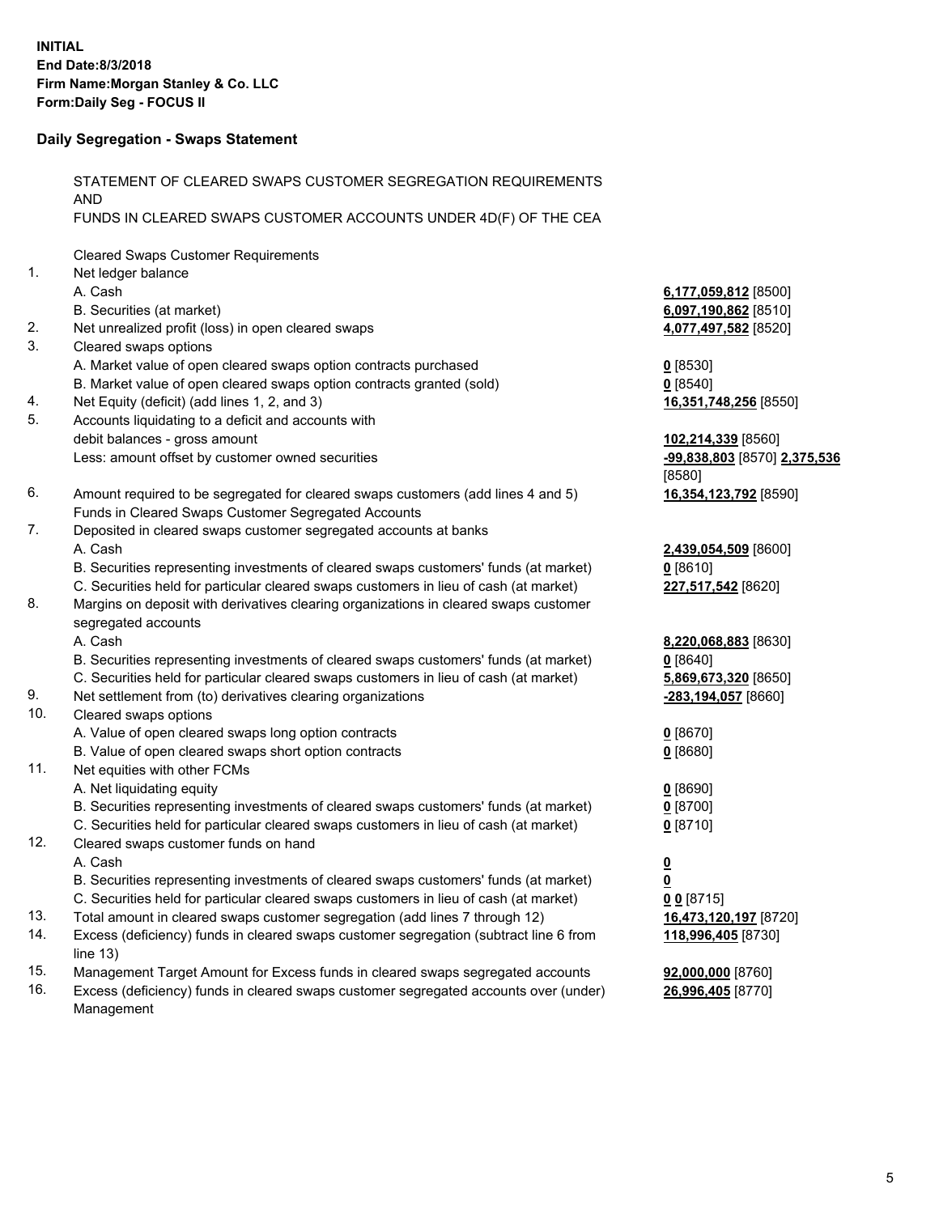**INITIAL**
**End Date:8/3/2018**
**Firm Name:Morgan Stanley & Co. LLC**
**Form:Daily Seg - FOCUS II**

## Daily Segregation - Swaps Statement

STATEMENT OF CLEARED SWAPS CUSTOMER SEGREGATION REQUIREMENTS AND FUNDS IN CLEARED SWAPS CUSTOMER ACCOUNTS UNDER 4D(F) OF THE CEA

| | | |
|---|---|---|
| | Cleared Swaps Customer Requirements | |
| 1. | Net ledger balance | |
| | A. Cash | **6,177,059,812** [8500] |
| | B. Securities (at market) | **6,097,190,862** [8510] |
| 2. | Net unrealized profit (loss) in open cleared swaps | **4,077,497,582** [8520] |
| 3. | Cleared swaps options | |
| | A. Market value of open cleared swaps option contracts purchased | **0** [8530] |
| | B. Market value of open cleared swaps option contracts granted (sold) | **0** [8540] |
| 4. | Net Equity (deficit) (add lines 1, 2, and 3) | **16,351,748,256** [8550] |
| 5. | Accounts liquidating to a deficit and accounts with debit balances - gross amount | **102,214,339** [8560] |
| | Less: amount offset by customer owned securities | **-99,838,803** [8570] **2,375,536** [8580] |
| 6. | Amount required to be segregated for cleared swaps customers (add lines 4 and 5) | **16,354,123,792** [8590] |
| | Funds in Cleared Swaps Customer Segregated Accounts | |
| 7. | Deposited in cleared swaps customer segregated accounts at banks | |
| | A. Cash | **2,439,054,509** [8600] |
| | B. Securities representing investments of cleared swaps customers' funds (at market) | **0** [8610] |
| | C. Securities held for particular cleared swaps customers in lieu of cash (at market) | **227,517,542** [8620] |
| 8. | Margins on deposit with derivatives clearing organizations in cleared swaps customer segregated accounts | |
| | A. Cash | **8,220,068,883** [8630] |
| | B. Securities representing investments of cleared swaps customers' funds (at market) | **0** [8640] |
| | C. Securities held for particular cleared swaps customers in lieu of cash (at market) | **5,869,673,320** [8650] |
| 9. | Net settlement from (to) derivatives clearing organizations | **-283,194,057** [8660] |
| 10. | Cleared swaps options | |
| | A. Value of open cleared swaps long option contracts | **0** [8670] |
| | B. Value of open cleared swaps short option contracts | **0** [8680] |
| 11. | Net equities with other FCMs | |
| | A. Net liquidating equity | **0** [8690] |
| | B. Securities representing investments of cleared swaps customers' funds (at market) | **0** [8700] |
| | C. Securities held for particular cleared swaps customers in lieu of cash (at market) | **0** [8710] |
| 12. | Cleared swaps customer funds on hand | |
| | A. Cash | **0** |
| | B. Securities representing investments of cleared swaps customers' funds (at market) | **0** |
| | C. Securities held for particular cleared swaps customers in lieu of cash (at market) | **0** **0** [8715] |
| 13. | Total amount in cleared swaps customer segregation (add lines 7 through 12) | **16,473,120,197** [8720] |
| 14. | Excess (deficiency) funds in cleared swaps customer segregation (subtract line 6 from line 13) | **118,996,405** [8730] |
| 15. | Management Target Amount for Excess funds in cleared swaps segregated accounts | **92,000,000** [8760] |
| 16. | Excess (deficiency) funds in cleared swaps customer segregated accounts over (under) Management | **26,996,405** [8770] |